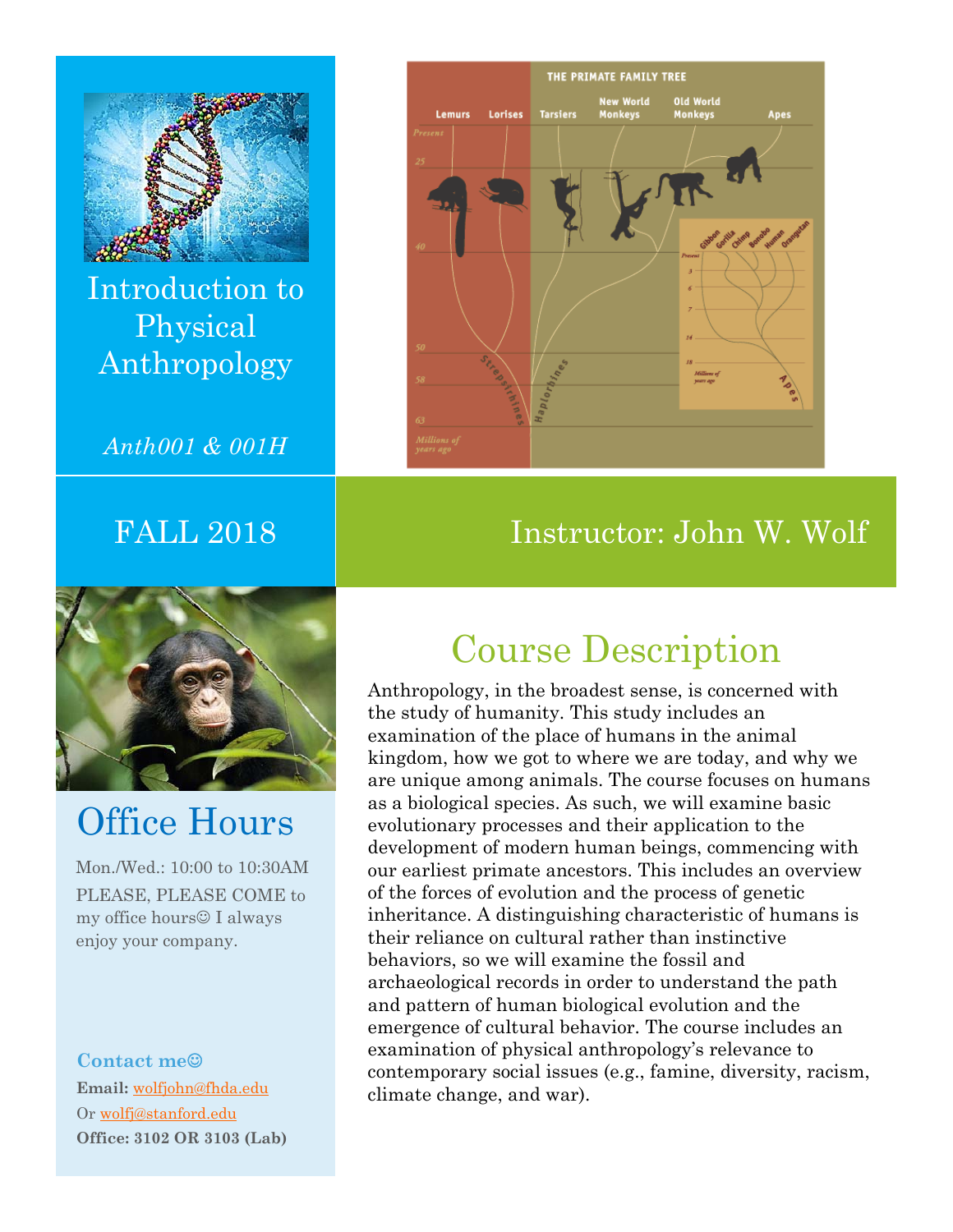# Introduction to Physical Anthropology

*Anth001 & 001H*

FALL 2018

Instructor: John W. Wolf

## Office Hours

Mon./Wed.: 10:00 to 10:30AM

PLEASE, PLEASE COME to my office hours☺ I always enjoy your company.

**Contact me☺**

**Email:** wolfjohn@fhda.edu

Or wolfj@stanford.edu

**Office: 3102 OR 3103 (Lab)**

## Course Description

Anthropology, in the broadest sense, is concerned with the study of humanity. This study includes an examination of the place of humans in the animal kingdom, how we got to where we are today, and why we are unique among animals. The course focuses on humans as a biological species. As such, we will examine basic evolutionary processes and their application to the development of modern human beings, commencing with our earliest primate ancestors. This includes an overview of the forces of evolution and the process of genetic inheritance. A distinguishing characteristic of humans is their reliance on cultural rather than instinctive behaviors, so we will examine the fossil and archaeological records in order to understand the path and pattern of human biological evolution and the emergence of cultural behavior. The course includes an examination of physical anthropology's relevance to contemporary social issues (e.g., famine, diversity, racism, climate change, and war).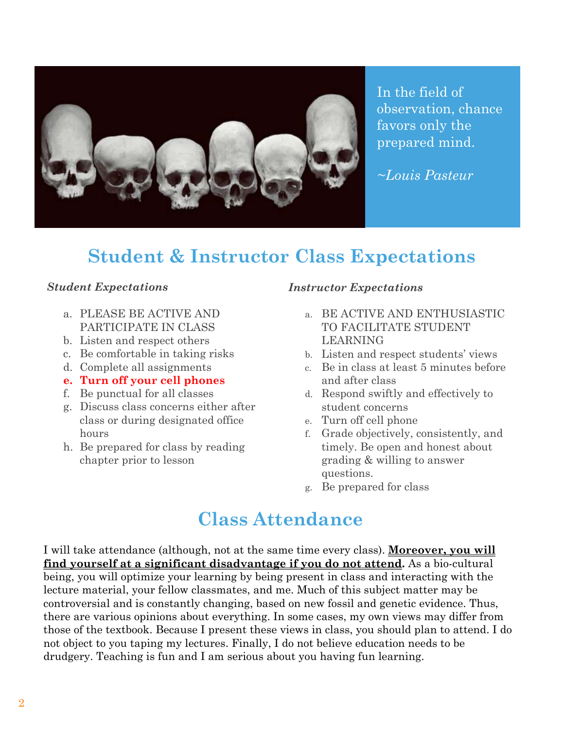In the field of observation, chance favors only the prepared mind.

*~Louis Pasteur*

## Student & Instructor Class Expectations

***Student Expectations***

a. PLEASE BE ACTIVE AND PARTICIPATE IN CLASS
b. Listen and respect others
c. Be comfortable in taking risks
d. Complete all assignments
e. **Turn off your cell phones**
f. Be punctual for all classes
g. Discuss class concerns either after class or during designated office hours
h. Be prepared for class by reading chapter prior to lesson

***Instructor Expectations***

a. BE ACTIVE AND ENTHUSIASTIC TO FACILITATE STUDENT LEARNING
b. Listen and respect students' views
c. Be in class at least 5 minutes before and after class
d. Respond swiftly and effectively to student concerns
e. Turn off cell phone
f. Grade objectively, consistently, and timely. Be open and honest about grading & willing to answer questions.
g. Be prepared for class

## Class Attendance

I will take attendance (although, not at the same time every class). **Moreover, you will find yourself at a significant disadvantage if you do not attend.** As a bio-cultural being, you will optimize your learning by being present in class and interacting with the lecture material, your fellow classmates, and me. Much of this subject matter may be controversial and is constantly changing, based on new fossil and genetic evidence. Thus, there are various opinions about everything. In some cases, my own views may differ from those of the textbook. Because I present these views in class, you should plan to attend. I do not object to you taping my lectures. Finally, I do not believe education needs to be drudgery. Teaching is fun and I am serious about you having fun learning.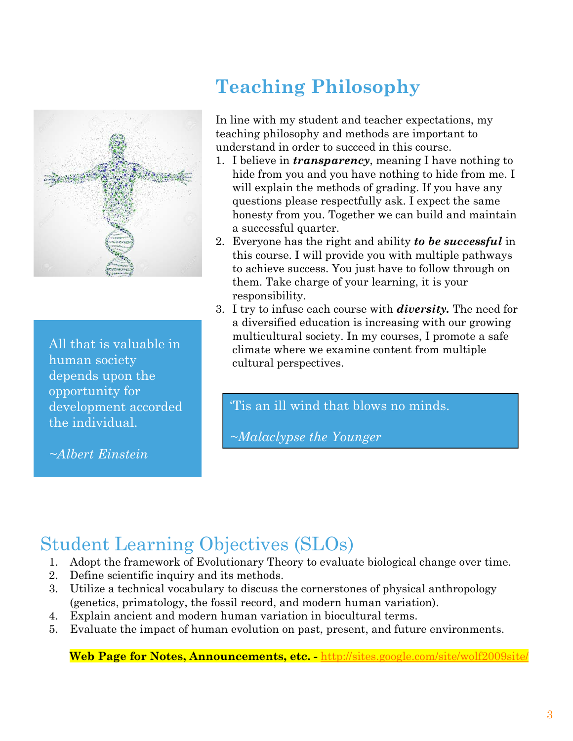# Teaching Philosophy

In line with my student and teacher expectations, my teaching philosophy and methods are important to understand in order to succeed in this course.

1. I believe in ***transparency***, meaning I have nothing to hide from you and you have nothing to hide from me. I will explain the methods of grading. If you have any questions please respectfully ask. I expect the same honesty from you. Together we can build and maintain a successful quarter.
2. Everyone has the right and ability ***to be successful*** in this course. I will provide you with multiple pathways to achieve success. You just have to follow through on them. Take charge of your learning, it is your responsibility.
3. I try to infuse each course with ***diversity.*** The need for a diversified education is increasing with our growing multicultural society. In my courses, I promote a safe climate where we examine content from multiple cultural perspectives.

All that is valuable in human society depends upon the opportunity for development accorded the individual.

*~Albert Einstein*

'Tis an ill wind that blows no minds.

*~Malaclypse the Younger*

## Student Learning Objectives (SLOs)

1. Adopt the framework of Evolutionary Theory to evaluate biological change over time.
2. Define scientific inquiry and its methods.
3. Utilize a technical vocabulary to discuss the cornerstones of physical anthropology (genetics, primatology, the fossil record, and modern human variation).
4. Explain ancient and modern human variation in biocultural terms.
5. Evaluate the impact of human evolution on past, present, and future environments.

**Web Page for Notes, Announcements, etc. -** http://sites.google.com/site/wolf2009site/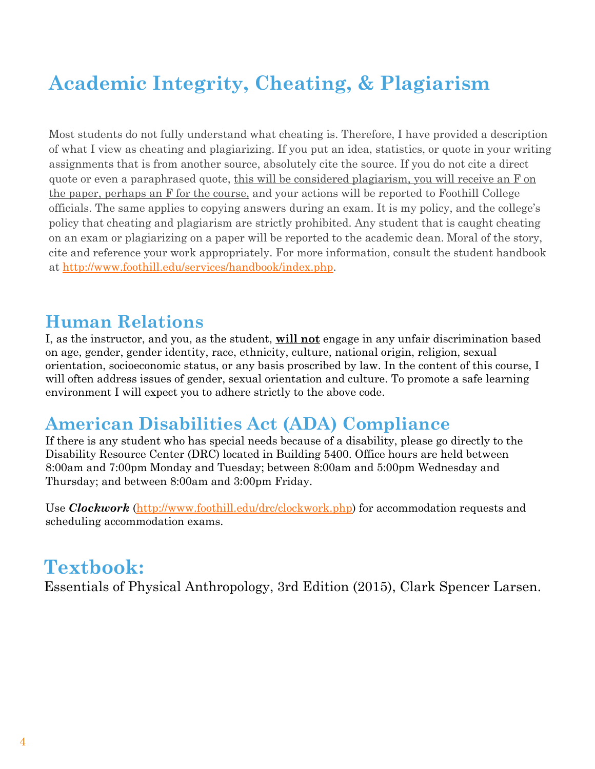# Academic Integrity, Cheating, & Plagiarism

Most students do not fully understand what cheating is. Therefore, I have provided a description of what I view as cheating and plagiarizing. If you put an idea, statistics, or quote in your writing assignments that is from another source, absolutely cite the source. If you do not cite a direct quote or even a paraphrased quote, this will be considered plagiarism, you will receive an F on the paper, perhaps an F for the course, and your actions will be reported to Foothill College officials. The same applies to copying answers during an exam. It is my policy, and the college's policy that cheating and plagiarism are strictly prohibited. Any student that is caught cheating on an exam or plagiarizing on a paper will be reported to the academic dean. Moral of the story, cite and reference your work appropriately. For more information, consult the student handbook at http://www.foothill.edu/services/handbook/index.php.

## Human Relations

I, as the instructor, and you, as the student, **will not** engage in any unfair discrimination based on age, gender, gender identity, race, ethnicity, culture, national origin, religion, sexual orientation, socioeconomic status, or any basis proscribed by law. In the content of this course, I will often address issues of gender, sexual orientation and culture. To promote a safe learning environment I will expect you to adhere strictly to the above code.

## American Disabilities Act (ADA) Compliance

If there is any student who has special needs because of a disability, please go directly to the Disability Resource Center (DRC) located in Building 5400. Office hours are held between 8:00am and 7:00pm Monday and Tuesday; between 8:00am and 5:00pm Wednesday and Thursday; and between 8:00am and 3:00pm Friday.

Use ***Clockwork*** (http://www.foothill.edu/drc/clockwork.php) for accommodation requests and scheduling accommodation exams.

# Textbook:

Essentials of Physical Anthropology, 3rd Edition (2015), Clark Spencer Larsen.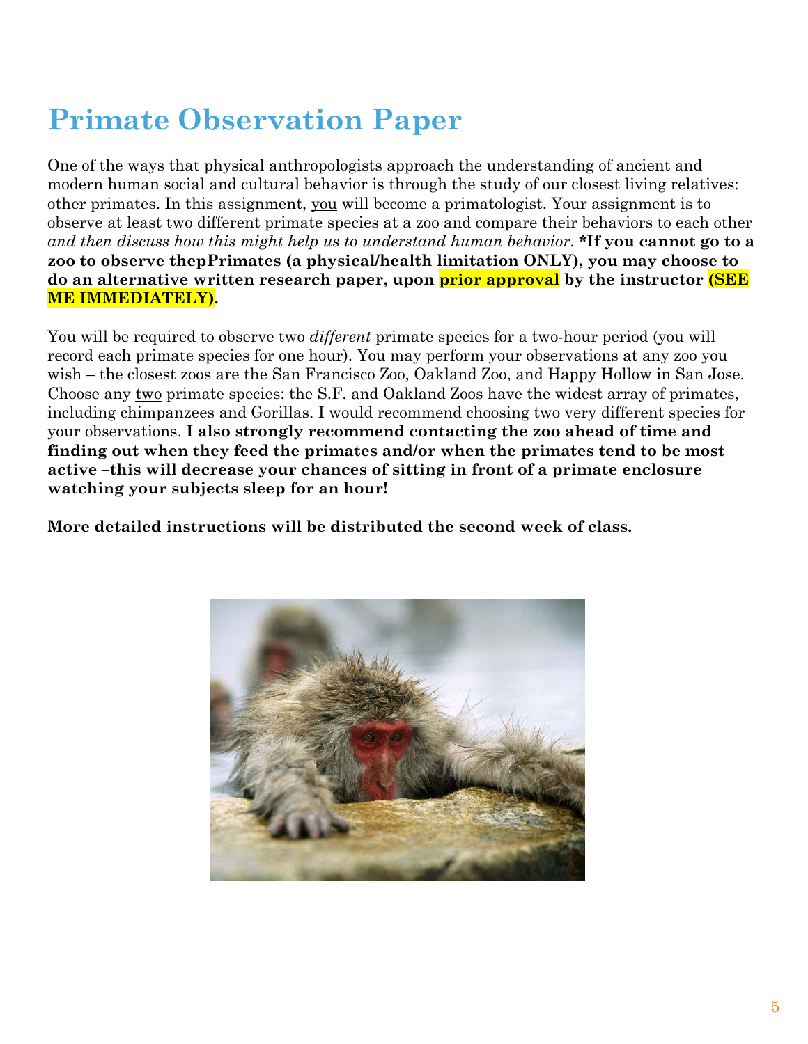# Primate Observation Paper

One of the ways that physical anthropologists approach the understanding of ancient and modern human social and cultural behavior is through the study of our closest living relatives: other primates. In this assignment, you will become a primatologist. Your assignment is to observe at least two different primate species at a zoo and compare their behaviors to each other *and then discuss how this might help us to understand human behavior*. **\*If you cannot go to a zoo to observe thepPrimates (a physical/health limitation ONLY), you may choose to do an alternative written research paper, upon prior approval by the instructor (SEE ME IMMEDIATELY).**

You will be required to observe two *different* primate species for a two-hour period (you will record each primate species for one hour). You may perform your observations at any zoo you wish – the closest zoos are the San Francisco Zoo, Oakland Zoo, and Happy Hollow in San Jose. Choose any two primate species: the S.F. and Oakland Zoos have the widest array of primates, including chimpanzees and Gorillas. I would recommend choosing two very different species for your observations. **I also strongly recommend contacting the zoo ahead of time and finding out when they feed the primates and/or when the primates tend to be most active –this will decrease your chances of sitting in front of a primate enclosure watching your subjects sleep for an hour!**

**More detailed instructions will be distributed the second week of class.**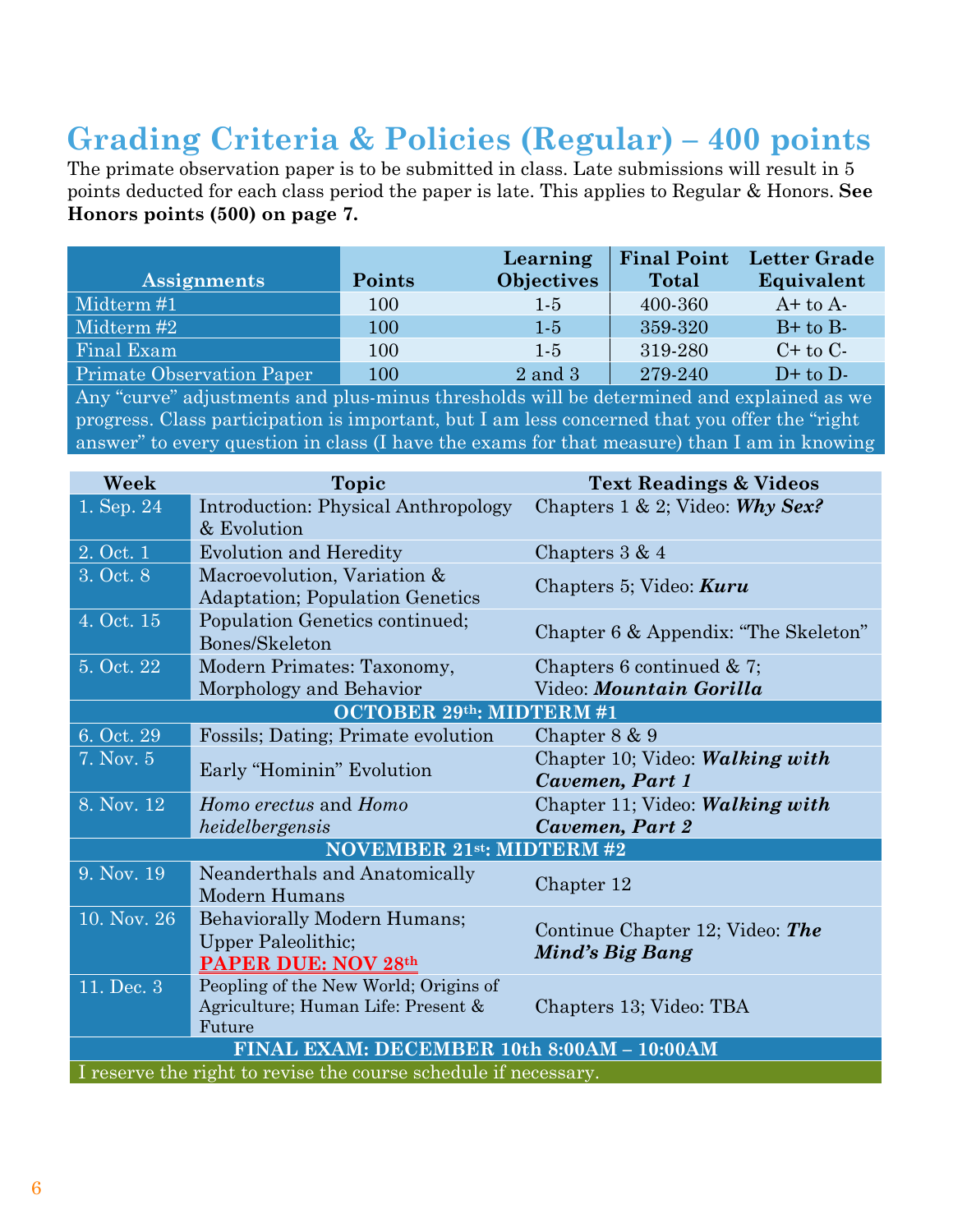## Grading Criteria & Policies (Regular) – 400 points

The primate observation paper is to be submitted in class. Late submissions will result in 5 points deducted for each class period the paper is late. This applies to Regular & Honors. **See Honors points (500) on page 7.**

| Assignments | Points | Learning Objectives | Final Point Total | Letter Grade Equivalent |
|---|---|---|---|---|
| Midterm #1 | 100 | 1-5 | 400-360 | A+ to A- |
| Midterm #2 | 100 | 1-5 | 359-320 | B+ to B- |
| Final Exam | 100 | 1-5 | 319-280 | C+ to C- |
| Primate Observation Paper | 100 | 2 and 3 | 279-240 | D+ to D- |

Any "curve" adjustments and plus-minus thresholds will be determined and explained as we progress. Class participation is important, but I am less concerned that you offer the "right answer" to every question in class (I have the exams for that measure) than I am in knowing

| Week | Topic | Text Readings & Videos |
|---|---|---|
| 1. Sep. 24 | Introduction: Physical Anthropology & Evolution | Chapters 1 & 2; Video: ***Why Sex?*** |
| 2. Oct. 1 | Evolution and Heredity | Chapters 3 & 4 |
| 3. Oct. 8 | Macroevolution, Variation & Adaptation; Population Genetics | Chapters 5; Video: ***Kuru*** |
| 4. Oct. 15 | Population Genetics continued; Bones/Skeleton | Chapter 6 & Appendix: "The Skeleton" |
| 5. Oct. 22 | Modern Primates: Taxonomy, Morphology and Behavior | Chapters 6 continued & 7; Video: ***Mountain Gorilla*** |
| **OCTOBER 29th: MIDTERM #1** | | |
| 6. Oct. 29 | Fossils; Dating; Primate evolution | Chapter 8 & 9 |
| 7. Nov. 5 | Early "Hominin" Evolution | Chapter 10; Video: ***Walking with Cavemen, Part 1*** |
| 8. Nov. 12 | *Homo erectus* and *Homo heidelbergensis* | Chapter 11; Video: ***Walking with Cavemen, Part 2*** |
| **NOVEMBER 21st: MIDTERM #2** | | |
| 9. Nov. 19 | Neanderthals and Anatomically Modern Humans | Chapter 12 |
| 10. Nov. 26 | Behaviorally Modern Humans; Upper Paleolithic; **PAPER DUE: NOV 28th** | Continue Chapter 12; Video: ***The Mind's Big Bang*** |
| 11. Dec. 3 | Peopling of the New World; Origins of Agriculture; Human Life: Present & Future | Chapters 13; Video: TBA |
| **FINAL EXAM: DECEMBER 10th 8:00AM – 10:00AM** | | |

I reserve the right to revise the course schedule if necessary.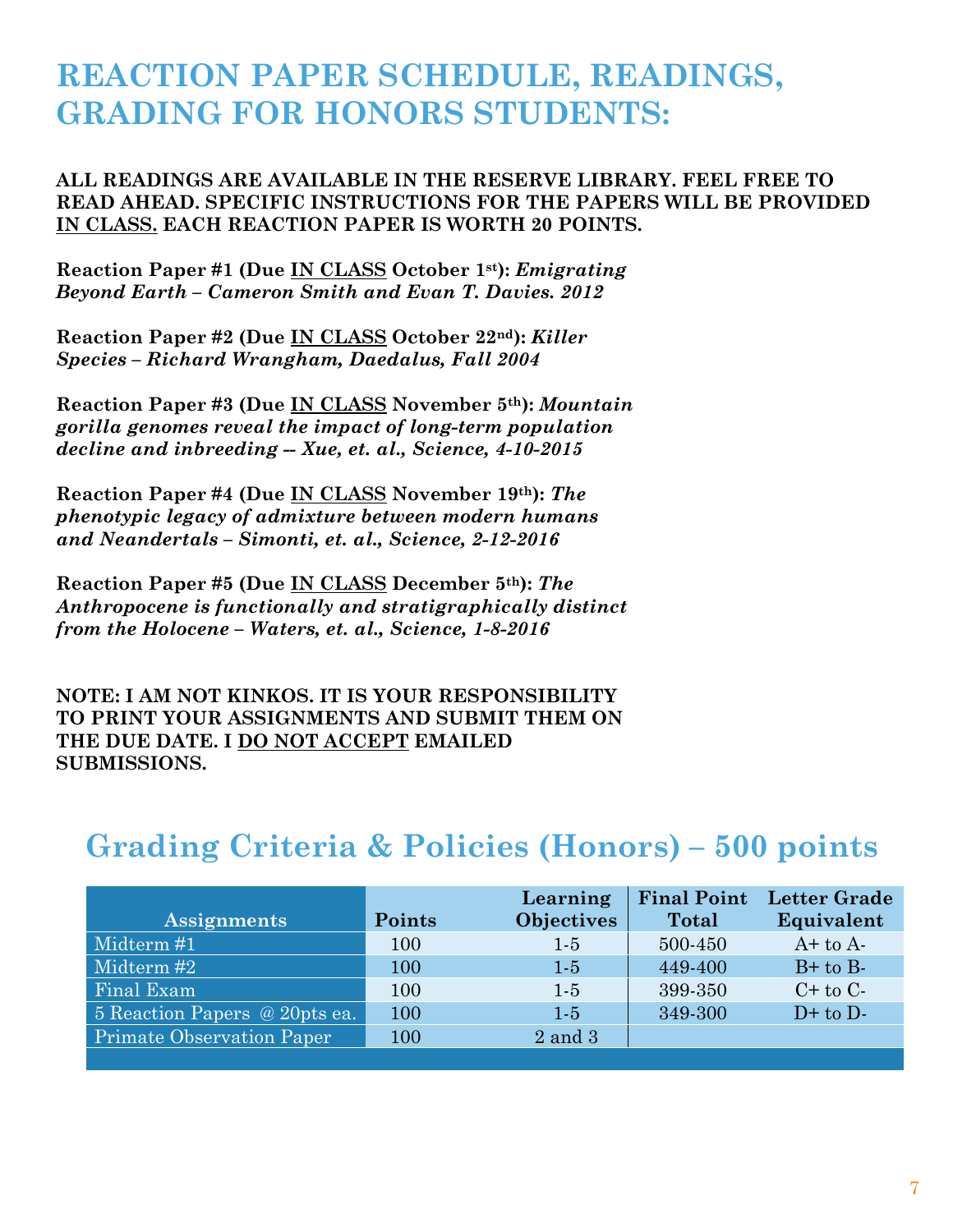# REACTION PAPER SCHEDULE, READINGS, GRADING FOR HONORS STUDENTS:

**ALL READINGS ARE AVAILABLE IN THE RESERVE LIBRARY. FEEL FREE TO READ AHEAD. SPECIFIC INSTRUCTIONS FOR THE PAPERS WILL BE PROVIDED IN CLASS. EACH REACTION PAPER IS WORTH 20 POINTS.**

**Reaction Paper #1 (Due IN CLASS October 1st):** ***Emigrating Beyond Earth – Cameron Smith and Evan T. Davies. 2012***

**Reaction Paper #2 (Due IN CLASS October 22nd):** ***Killer Species – Richard Wrangham, Daedalus, Fall 2004***

**Reaction Paper #3 (Due IN CLASS November 5th):** ***Mountain gorilla genomes reveal the impact of long-term population decline and inbreeding -- Xue, et. al., Science, 4-10-2015***

**Reaction Paper #4 (Due IN CLASS November 19th):** ***The phenotypic legacy of admixture between modern humans and Neandertals – Simonti, et. al., Science, 2-12-2016***

**Reaction Paper #5 (Due IN CLASS December 5th):** ***The Anthropocene is functionally and stratigraphically distinct from the Holocene – Waters, et. al., Science, 1-8-2016***

**NOTE: I AM NOT KINKOS. IT IS YOUR RESPONSIBILITY TO PRINT YOUR ASSIGNMENTS AND SUBMIT THEM ON THE DUE DATE. I DO NOT ACCEPT EMAILED SUBMISSIONS.**

## Grading Criteria & Policies (Honors) – 500 points

| Assignments | Points | Learning Objectives | Final Point Total | Letter Grade Equivalent |
|---|---|---|---|---|
| Midterm #1 | 100 | 1-5 | 500-450 | A+ to A- |
| Midterm #2 | 100 | 1-5 | 449-400 | B+ to B- |
| Final Exam | 100 | 1-5 | 399-350 | C+ to C- |
| 5 Reaction Papers @ 20pts ea. | 100 | 1-5 | 349-300 | D+ to D- |
| Primate Observation Paper | 100 | 2 and 3 | | |